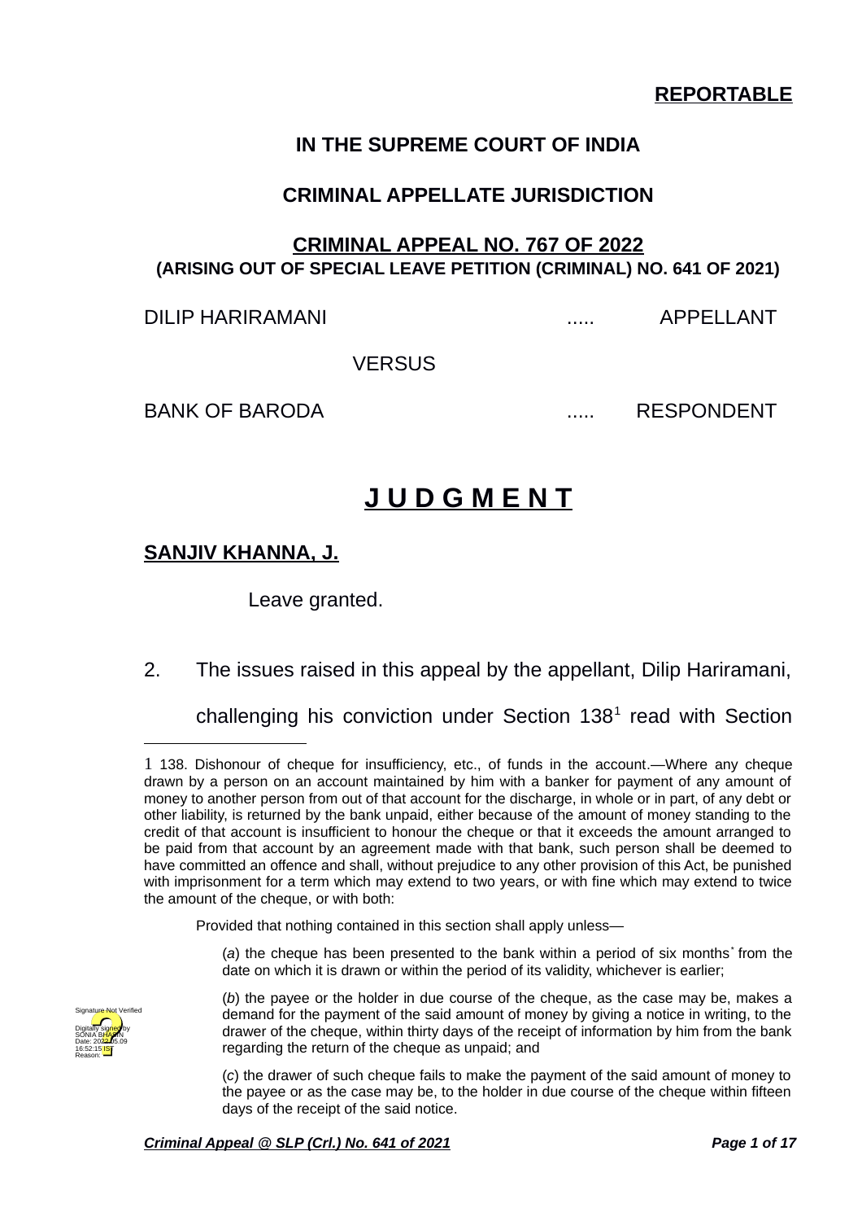**REPORTABLE**

**IN THE SUPREME COURT OF INDIA**

**CRIMINAL APPELLATE JURISDICTION**

**CRIMINAL APPEAL NO. 767 OF 2022**
**(ARISING OUT OF SPECIAL LEAVE PETITION (CRIMINAL) NO. 641 OF 2021)**

DILIP HARIRAMANI ..... APPELLANT

VERSUS

BANK OF BARODA ..... RESPONDENT

# J U D G M E N T

**SANJIV KHANNA, J.**

Leave granted.

2. The issues raised in this appeal by the appellant, Dilip Hariramani, challenging his conviction under Section 138[1] read with Section

---

[1] 138. Dishonour of cheque for insufficiency, etc., of funds in the account.—Where any cheque drawn by a person on an account maintained by him with a banker for payment of any amount of money to another person from out of that account for the discharge, in whole or in part, of any debt or other liability, is returned by the bank unpaid, either because of the amount of money standing to the credit of that account is insufficient to honour the cheque or that it exceeds the amount arranged to be paid from that account by an agreement made with that bank, such person shall be deemed to have committed an offence and shall, without prejudice to any other provision of this Act, be punished with imprisonment for a term which may extend to two years, or with fine which may extend to twice the amount of the cheque, or with both:

Provided that nothing contained in this section shall apply unless—

(*a*) the cheque has been presented to the bank within a period of six months[*] from the date on which it is drawn or within the period of its validity, whichever is earlier;

(*b*) the payee or the holder in due course of the cheque, as the case may be, makes a demand for the payment of the said amount of money by giving a notice in writing, to the drawer of the cheque, within thirty days of the receipt of information by him from the bank regarding the return of the cheque as unpaid; and

(*c*) the drawer of such cheque fails to make the payment of the said amount of money to the payee or as the case may be, to the holder in due course of the cheque within fifteen days of the receipt of the said notice.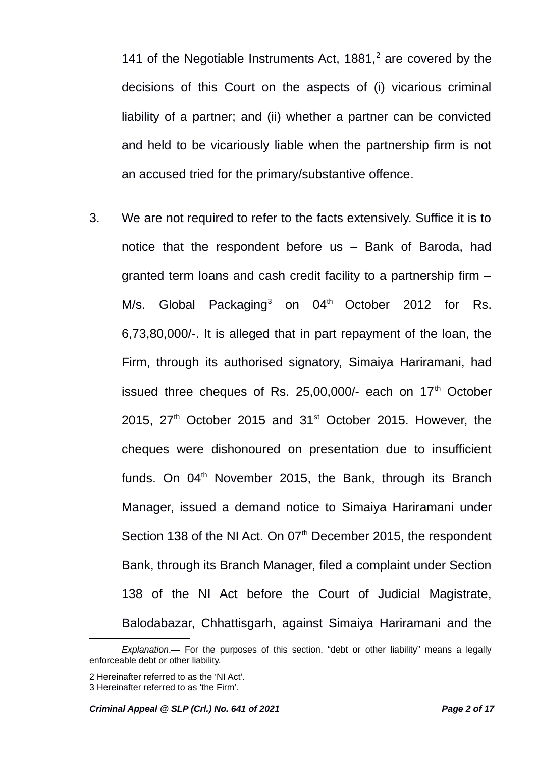141 of the Negotiable Instruments Act, 1881,[2] are covered by the decisions of this Court on the aspects of (i) vicarious criminal liability of a partner; and (ii) whether a partner can be convicted and held to be vicariously liable when the partnership firm is not an accused tried for the primary/substantive offence.

3. We are not required to refer to the facts extensively. Suffice it is to notice that the respondent before us – Bank of Baroda, had granted term loans and cash credit facility to a partnership firm – M/s. Global Packaging[3] on 04th October 2012 for Rs. 6,73,80,000/-. It is alleged that in part repayment of the loan, the Firm, through its authorised signatory, Simaiya Hariramani, had issued three cheques of Rs. 25,00,000/- each on 17th October 2015, 27th October 2015 and 31st October 2015. However, the cheques were dishonoured on presentation due to insufficient funds. On 04th November 2015, the Bank, through its Branch Manager, issued a demand notice to Simaiya Hariramani under Section 138 of the NI Act. On 07th December 2015, the respondent Bank, through its Branch Manager, filed a complaint under Section 138 of the NI Act before the Court of Judicial Magistrate, Balodabazar, Chhattisgarh, against Simaiya Hariramani and the

---

*Explanation*.— For the purposes of this section, "debt or other liability" means a legally enforceable debt or other liability.

2 Hereinafter referred to as the 'NI Act'.

3 Hereinafter referred to as 'the Firm'.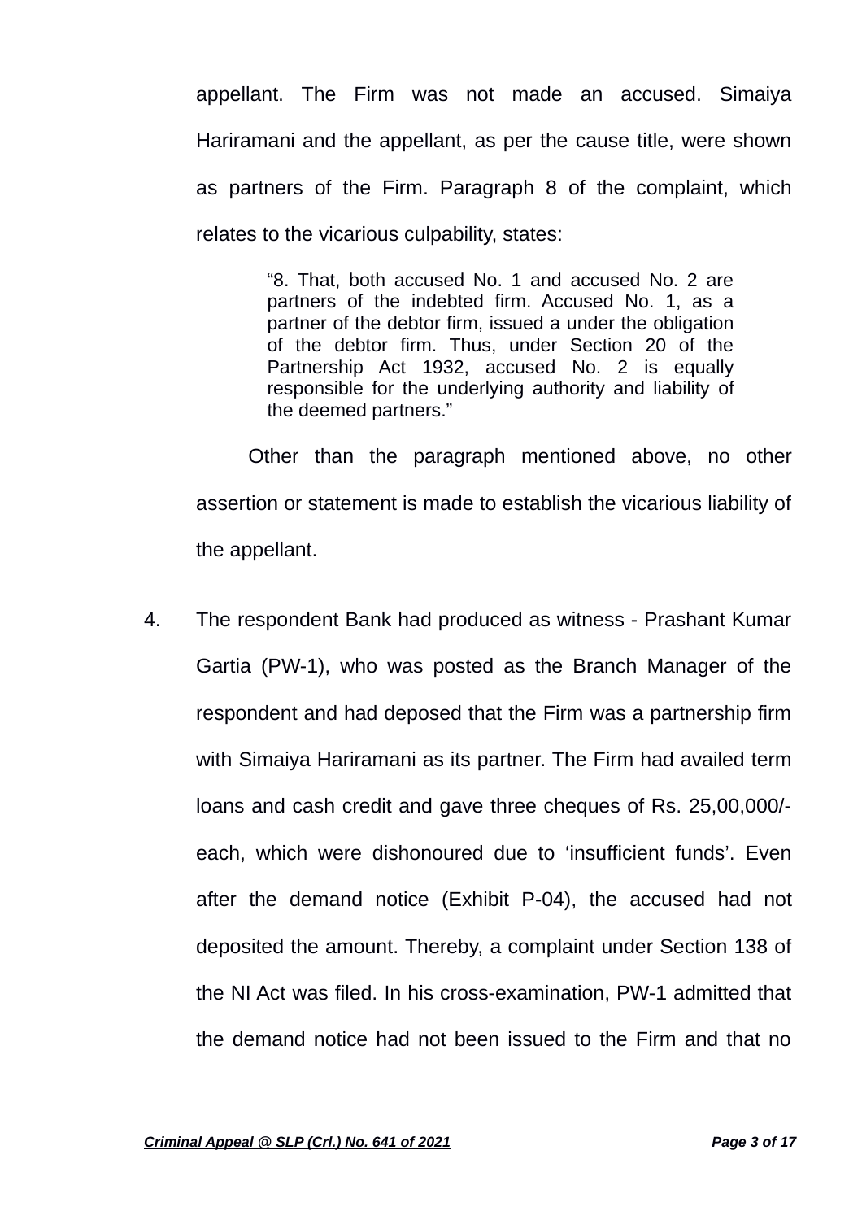appellant. The Firm was not made an accused. Simaiya Hariramani and the appellant, as per the cause title, were shown as partners of the Firm. Paragraph 8 of the complaint, which relates to the vicarious culpability, states:

> "8. That, both accused No. 1 and accused No. 2 are partners of the indebted firm. Accused No. 1, as a partner of the debtor firm, issued a under the obligation of the debtor firm. Thus, under Section 20 of the Partnership Act 1932, accused No. 2 is equally responsible for the underlying authority and liability of the deemed partners."

Other than the paragraph mentioned above, no other assertion or statement is made to establish the vicarious liability of the appellant.

4. The respondent Bank had produced as witness - Prashant Kumar Gartia (PW-1), who was posted as the Branch Manager of the respondent and had deposed that the Firm was a partnership firm with Simaiya Hariramani as its partner. The Firm had availed term loans and cash credit and gave three cheques of Rs. 25,00,000/- each, which were dishonoured due to 'insufficient funds'. Even after the demand notice (Exhibit P-04), the accused had not deposited the amount. Thereby, a complaint under Section 138 of the NI Act was filed. In his cross-examination, PW-1 admitted that the demand notice had not been issued to the Firm and that no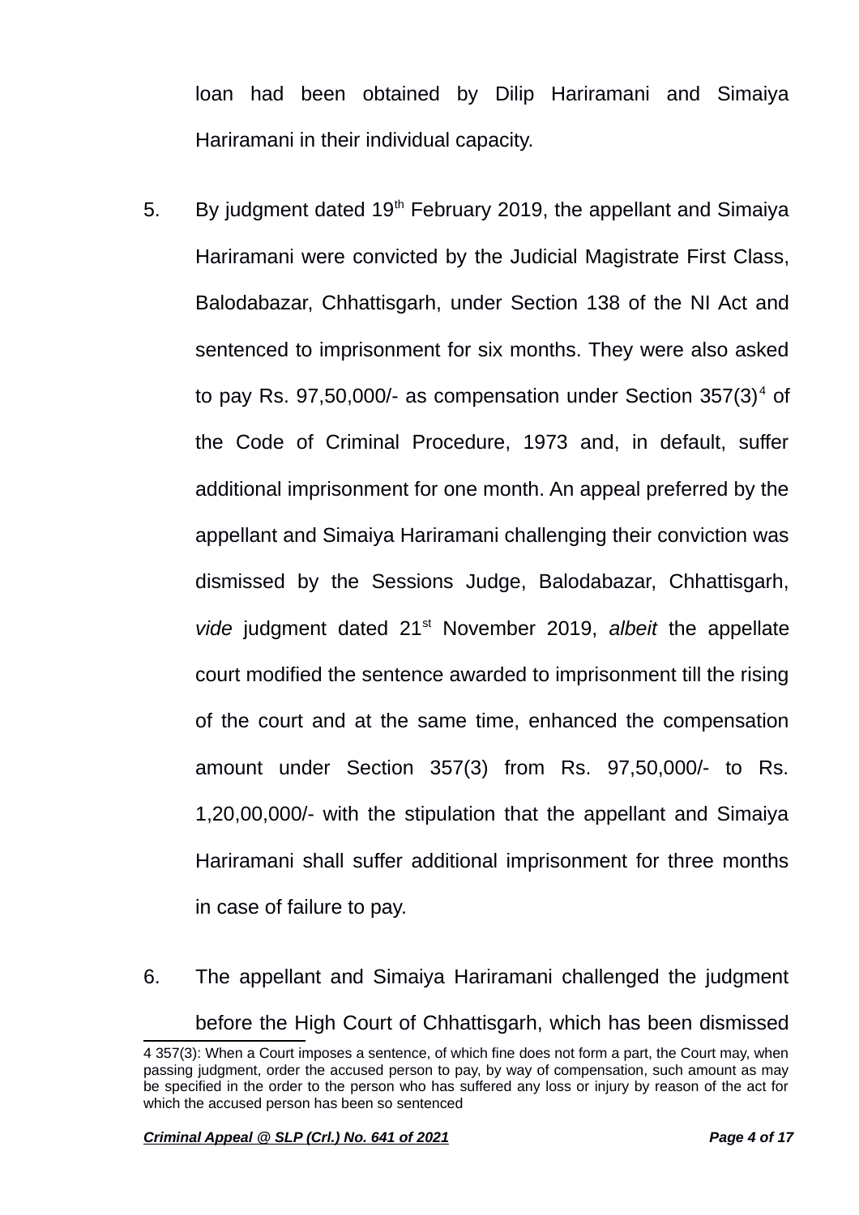loan had been obtained by Dilip Hariramani and Simaiya Hariramani in their individual capacity.

5. By judgment dated 19th February 2019, the appellant and Simaiya Hariramani were convicted by the Judicial Magistrate First Class, Balodabazar, Chhattisgarh, under Section 138 of the NI Act and sentenced to imprisonment for six months. They were also asked to pay Rs. 97,50,000/- as compensation under Section 357(3)[4] of the Code of Criminal Procedure, 1973 and, in default, suffer additional imprisonment for one month. An appeal preferred by the appellant and Simaiya Hariramani challenging their conviction was dismissed by the Sessions Judge, Balodabazar, Chhattisgarh, *vide* judgment dated 21st November 2019, *albeit* the appellate court modified the sentence awarded to imprisonment till the rising of the court and at the same time, enhanced the compensation amount under Section 357(3) from Rs. 97,50,000/- to Rs. 1,20,00,000/- with the stipulation that the appellant and Simaiya Hariramani shall suffer additional imprisonment for three months in case of failure to pay.

6. The appellant and Simaiya Hariramani challenged the judgment before the High Court of Chhattisgarh, which has been dismissed

4 357(3): When a Court imposes a sentence, of which fine does not form a part, the Court may, when passing judgment, order the accused person to pay, by way of compensation, such amount as may be specified in the order to the person who has suffered any loss or injury by reason of the act for which the accused person has been so sentenced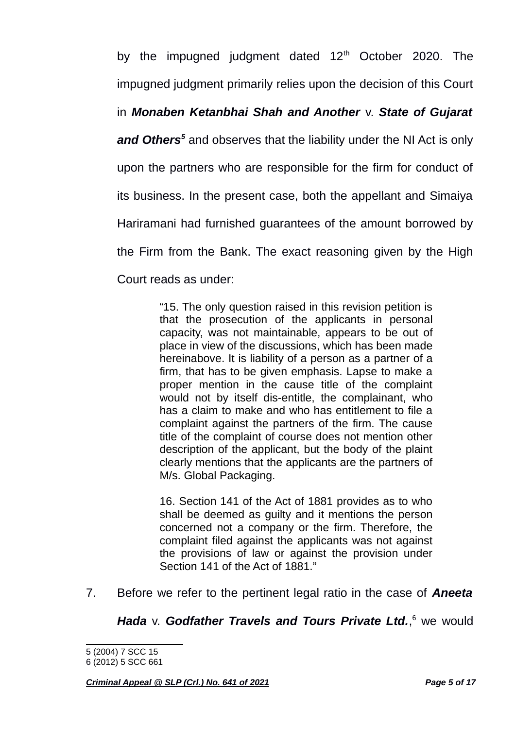by the impugned judgment dated 12th October 2020. The impugned judgment primarily relies upon the decision of this Court in ***Monaben Ketanbhai Shah and Another*** v. ***State of Gujarat and Others***[5] and observes that the liability under the NI Act is only upon the partners who are responsible for the firm for conduct of its business. In the present case, both the appellant and Simaiya Hariramani had furnished guarantees of the amount borrowed by the Firm from the Bank. The exact reasoning given by the High Court reads as under:

> "15. The only question raised in this revision petition is that the prosecution of the applicants in personal capacity, was not maintainable, appears to be out of place in view of the discussions, which has been made hereinabove. It is liability of a person as a partner of a firm, that has to be given emphasis. Lapse to make a proper mention in the cause title of the complaint would not by itself dis-entitle, the complainant, who has a claim to make and who has entitlement to file a complaint against the partners of the firm. The cause title of the complaint of course does not mention other description of the applicant, but the body of the plaint clearly mentions that the applicants are the partners of M/s. Global Packaging.
>
> 16. Section 141 of the Act of 1881 provides as to who shall be deemed as guilty and it mentions the person concerned not a company or the firm. Therefore, the complaint filed against the applicants was not against the provisions of law or against the provision under Section 141 of the Act of 1881."

7. Before we refer to the pertinent legal ratio in the case of ***Aneeta Hada*** v. ***Godfather Travels and Tours Private Ltd.***,[6] we would

---

5 (2004) 7 SCC 15

6 (2012) 5 SCC 661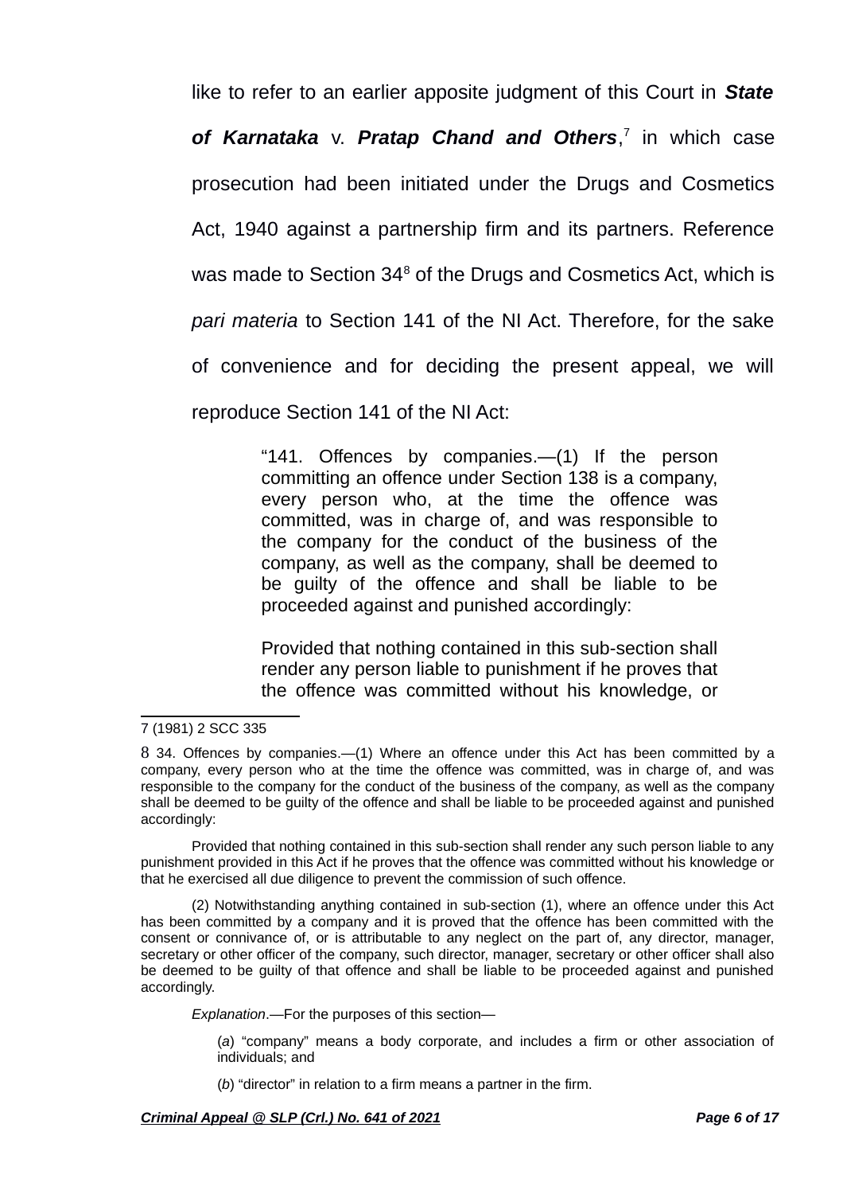like to refer to an earlier apposite judgment of this Court in ***State of Karnataka*** v. ***Pratap Chand and Others***,[7] in which case prosecution had been initiated under the Drugs and Cosmetics Act, 1940 against a partnership firm and its partners. Reference was made to Section 34[8] of the Drugs and Cosmetics Act, which is *pari materia* to Section 141 of the NI Act. Therefore, for the sake of convenience and for deciding the present appeal, we will reproduce Section 141 of the NI Act:

> "141. Offences by companies.—(1) If the person committing an offence under Section 138 is a company, every person who, at the time the offence was committed, was in charge of, and was responsible to the company for the conduct of the business of the company, as well as the company, shall be deemed to be guilty of the offence and shall be liable to be proceeded against and punished accordingly:
>
> Provided that nothing contained in this sub-section shall render any person liable to punishment if he proves that the offence was committed without his knowledge, or

---

7 (1981) 2 SCC 335

8 34. Offences by companies.—(1) Where an offence under this Act has been committed by a company, every person who at the time the offence was committed, was in charge of, and was responsible to the company for the conduct of the business of the company, as well as the company shall be deemed to be guilty of the offence and shall be liable to be proceeded against and punished accordingly:

Provided that nothing contained in this sub-section shall render any such person liable to any punishment provided in this Act if he proves that the offence was committed without his knowledge or that he exercised all due diligence to prevent the commission of such offence.

(2) Notwithstanding anything contained in sub-section (1), where an offence under this Act has been committed by a company and it is proved that the offence has been committed with the consent or connivance of, or is attributable to any neglect on the part of, any director, manager, secretary or other officer of the company, such director, manager, secretary or other officer shall also be deemed to be guilty of that offence and shall be liable to be proceeded against and punished accordingly.

*Explanation*.—For the purposes of this section—

(*a*) "company" means a body corporate, and includes a firm or other association of individuals; and

(*b*) "director" in relation to a firm means a partner in the firm.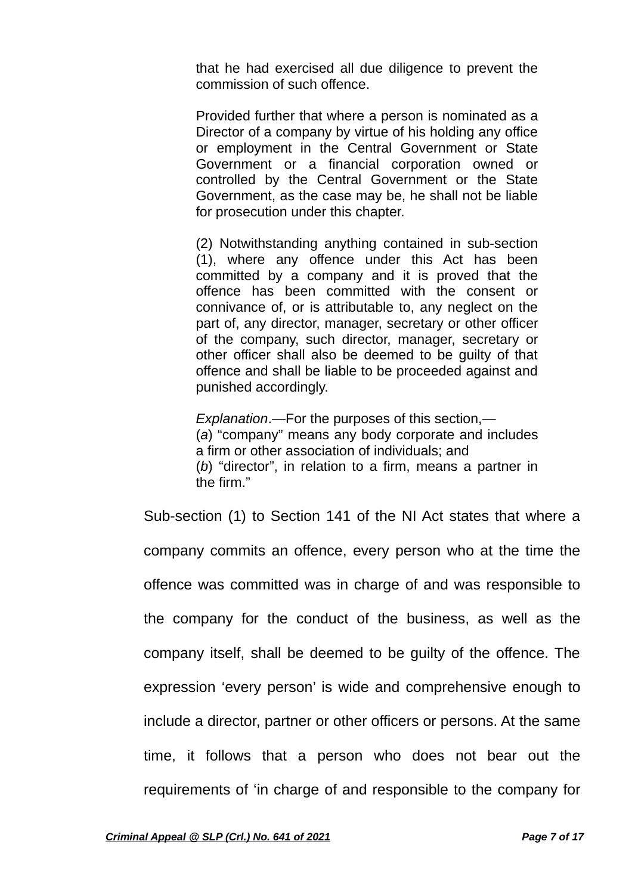> that he had exercised all due diligence to prevent the commission of such offence.
>
> Provided further that where a person is nominated as a Director of a company by virtue of his holding any office or employment in the Central Government or State Government or a financial corporation owned or controlled by the Central Government or the State Government, as the case may be, he shall not be liable for prosecution under this chapter.
>
> (2) Notwithstanding anything contained in sub-section (1), where any offence under this Act has been committed by a company and it is proved that the offence has been committed with the consent or connivance of, or is attributable to, any neglect on the part of, any director, manager, secretary or other officer of the company, such director, manager, secretary or other officer shall also be deemed to be guilty of that offence and shall be liable to be proceeded against and punished accordingly.
>
> *Explanation*.—For the purposes of this section,—
> (*a*) "company" means any body corporate and includes a firm or other association of individuals; and
> (*b*) "director", in relation to a firm, means a partner in the firm."

Sub-section (1) to Section 141 of the NI Act states that where a company commits an offence, every person who at the time the offence was committed was in charge of and was responsible to the company for the conduct of the business, as well as the company itself, shall be deemed to be guilty of the offence. The expression 'every person' is wide and comprehensive enough to include a director, partner or other officers or persons. At the same time, it follows that a person who does not bear out the requirements of 'in charge of and responsible to the company for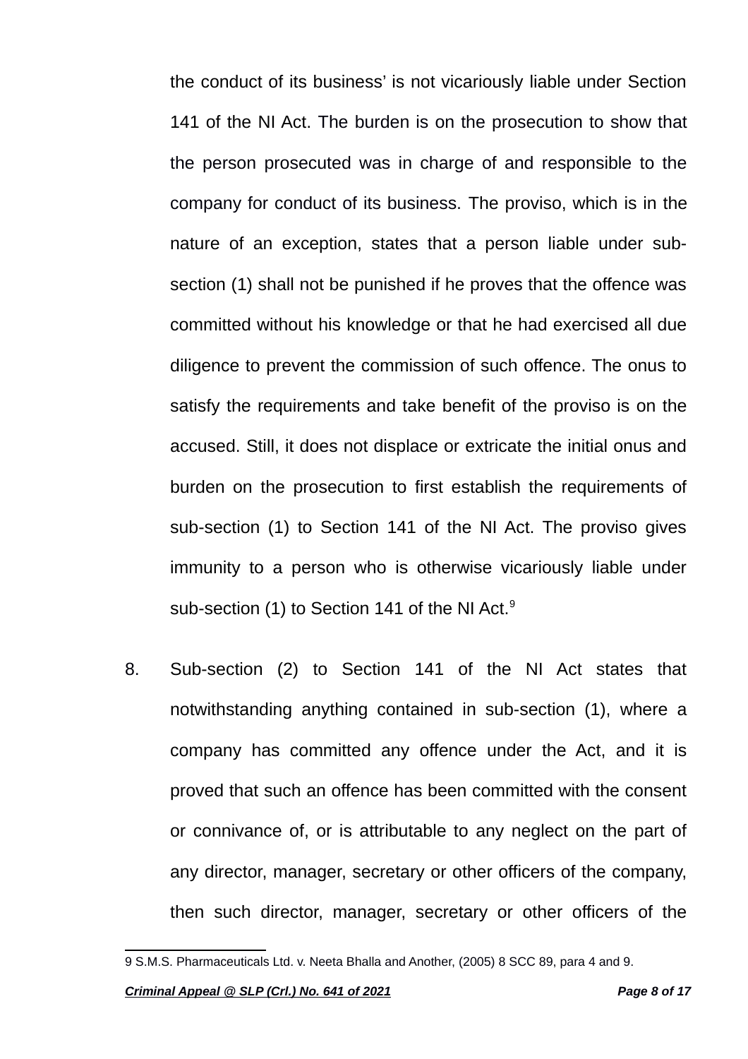the conduct of its business' is not vicariously liable under Section 141 of the NI Act. The burden is on the prosecution to show that the person prosecuted was in charge of and responsible to the company for conduct of its business. The proviso, which is in the nature of an exception, states that a person liable under sub-section (1) shall not be punished if he proves that the offence was committed without his knowledge or that he had exercised all due diligence to prevent the commission of such offence. The onus to satisfy the requirements and take benefit of the proviso is on the accused. Still, it does not displace or extricate the initial onus and burden on the prosecution to first establish the requirements of sub-section (1) to Section 141 of the NI Act. The proviso gives immunity to a person who is otherwise vicariously liable under sub-section (1) to Section 141 of the NI Act.[9]

8. Sub-section (2) to Section 141 of the NI Act states that notwithstanding anything contained in sub-section (1), where a company has committed any offence under the Act, and it is proved that such an offence has been committed with the consent or connivance of, or is attributable to any neglect on the part of any director, manager, secretary or other officers of the company, then such director, manager, secretary or other officers of the

---

9 S.M.S. Pharmaceuticals Ltd. v. Neeta Bhalla and Another, (2005) 8 SCC 89, para 4 and 9.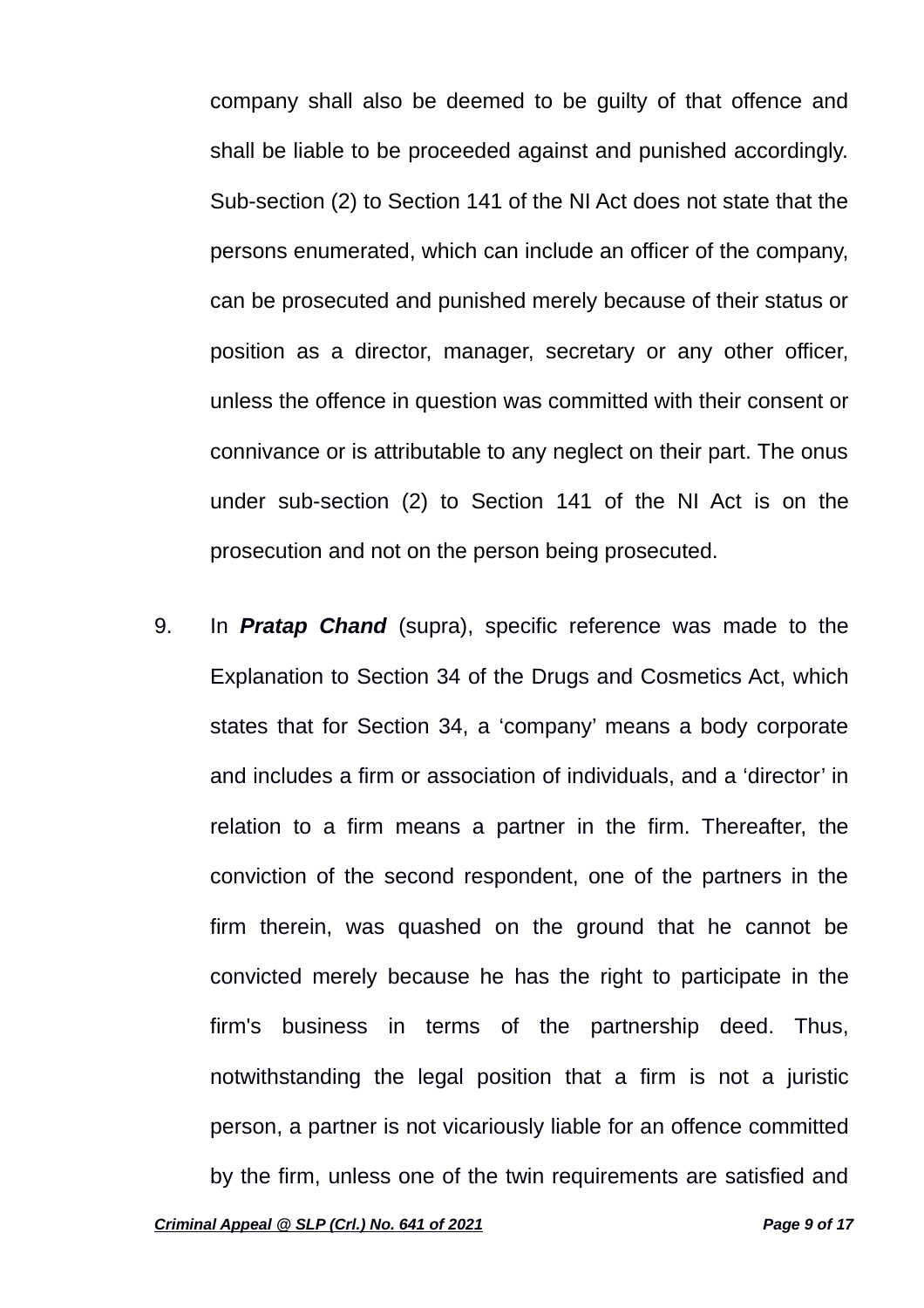company shall also be deemed to be guilty of that offence and shall be liable to be proceeded against and punished accordingly. Sub-section (2) to Section 141 of the NI Act does not state that the persons enumerated, which can include an officer of the company, can be prosecuted and punished merely because of their status or position as a director, manager, secretary or any other officer, unless the offence in question was committed with their consent or connivance or is attributable to any neglect on their part. The onus under sub-section (2) to Section 141 of the NI Act is on the prosecution and not on the person being prosecuted.

9. In ***Pratap Chand*** (supra), specific reference was made to the Explanation to Section 34 of the Drugs and Cosmetics Act, which states that for Section 34, a 'company' means a body corporate and includes a firm or association of individuals, and a 'director' in relation to a firm means a partner in the firm. Thereafter, the conviction of the second respondent, one of the partners in the firm therein, was quashed on the ground that he cannot be convicted merely because he has the right to participate in the firm's business in terms of the partnership deed. Thus, notwithstanding the legal position that a firm is not a juristic person, a partner is not vicariously liable for an offence committed by the firm, unless one of the twin requirements are satisfied and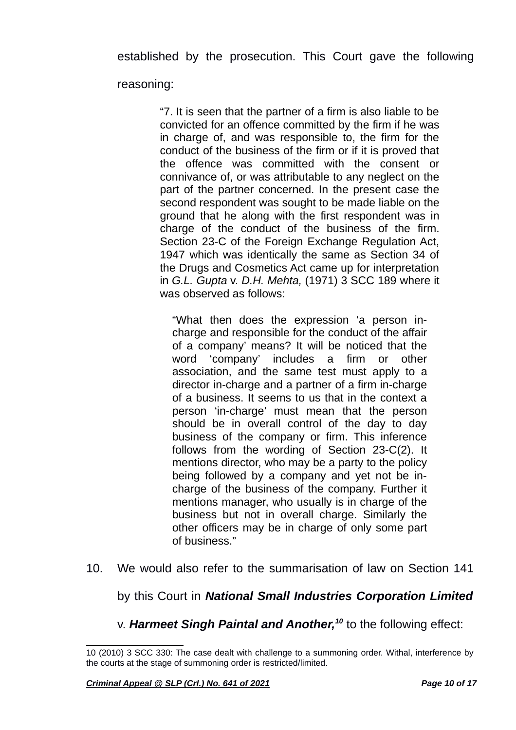established by the prosecution. This Court gave the following reasoning:

> "7. It is seen that the partner of a firm is also liable to be convicted for an offence committed by the firm if he was in charge of, and was responsible to, the firm for the conduct of the business of the firm or if it is proved that the offence was committed with the consent or connivance of, or was attributable to any neglect on the part of the partner concerned. In the present case the second respondent was sought to be made liable on the ground that he along with the first respondent was in charge of the conduct of the business of the firm. Section 23-C of the Foreign Exchange Regulation Act, 1947 which was identically the same as Section 34 of the Drugs and Cosmetics Act came up for interpretation in *G.L. Gupta* v. *D.H. Mehta,* (1971) 3 SCC 189 where it was observed as follows:
>
> > "What then does the expression 'a person in-charge and responsible for the conduct of the affair of a company' means? It will be noticed that the word 'company' includes a firm or other association, and the same test must apply to a director in-charge and a partner of a firm in-charge of a business. It seems to us that in the context a person 'in-charge' must mean that the person should be in overall control of the day to day business of the company or firm. This inference follows from the wording of Section 23-C(2). It mentions director, who may be a party to the policy being followed by a company and yet not be in-charge of the business of the company. Further it mentions manager, who usually is in charge of the business but not in overall charge. Similarly the other officers may be in charge of only some part of business."

10. We would also refer to the summarisation of law on Section 141 by this Court in ***National Small Industries Corporation Limited*** v. ***Harmeet Singh Paintal and Another,***[10] to the following effect:

---

10 (2010) 3 SCC 330: The case dealt with challenge to a summoning order. Withal, interference by the courts at the stage of summoning order is restricted/limited.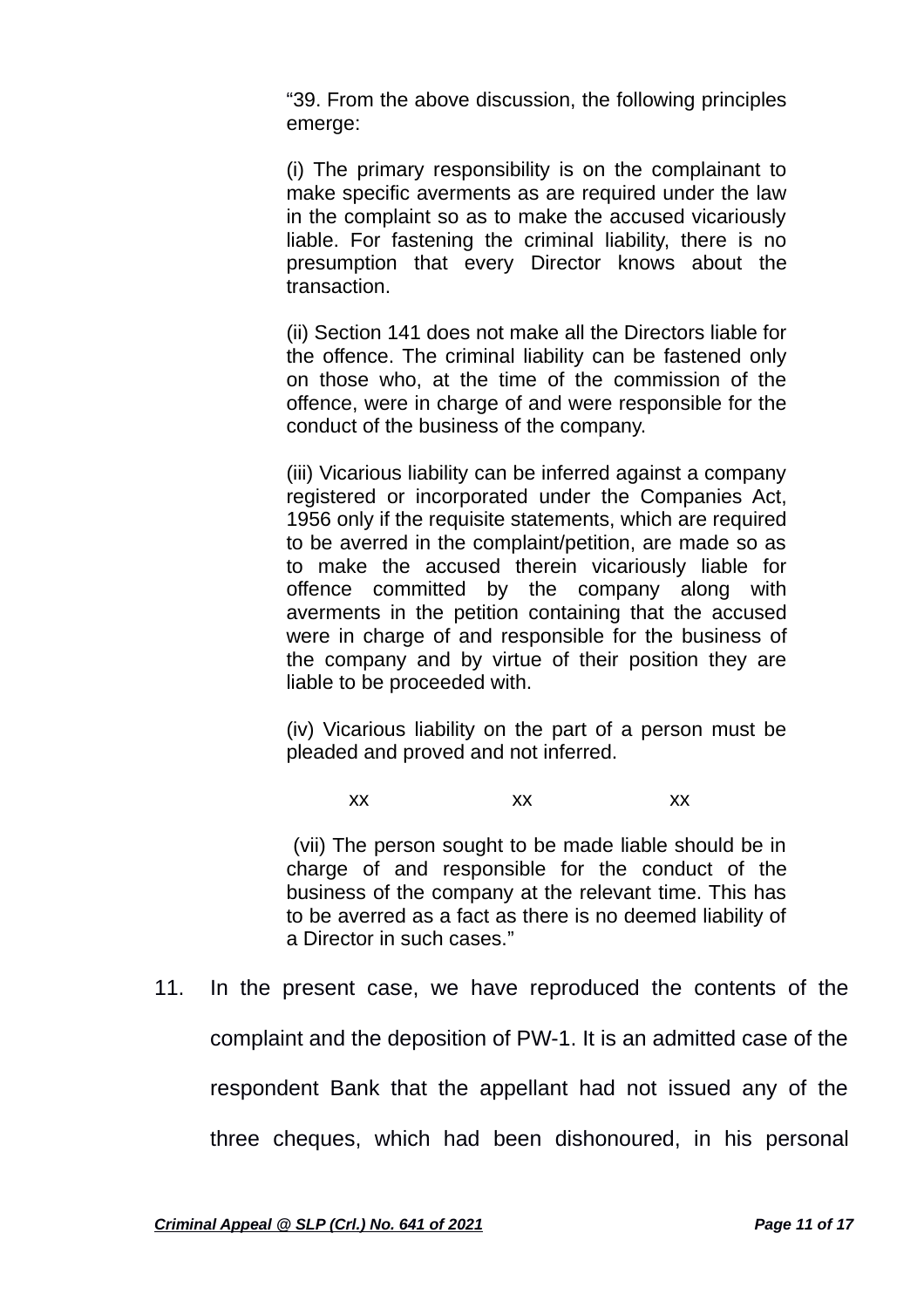> "39. From the above discussion, the following principles emerge:
>
> (i) The primary responsibility is on the complainant to make specific averments as are required under the law in the complaint so as to make the accused vicariously liable. For fastening the criminal liability, there is no presumption that every Director knows about the transaction.
>
> (ii) Section 141 does not make all the Directors liable for the offence. The criminal liability can be fastened only on those who, at the time of the commission of the offence, were in charge of and were responsible for the conduct of the business of the company.
>
> (iii) Vicarious liability can be inferred against a company registered or incorporated under the Companies Act, 1956 only if the requisite statements, which are required to be averred in the complaint/petition, are made so as to make the accused therein vicariously liable for offence committed by the company along with averments in the petition containing that the accused were in charge of and responsible for the business of the company and by virtue of their position they are liable to be proceeded with.
>
> (iv) Vicarious liability on the part of a person must be pleaded and proved and not inferred.
>
> xx xx xx
>
> (vii) The person sought to be made liable should be in charge of and responsible for the conduct of the business of the company at the relevant time. This has to be averred as a fact as there is no deemed liability of a Director in such cases."

11. In the present case, we have reproduced the contents of the complaint and the deposition of PW-1. It is an admitted case of the respondent Bank that the appellant had not issued any of the three cheques, which had been dishonoured, in his personal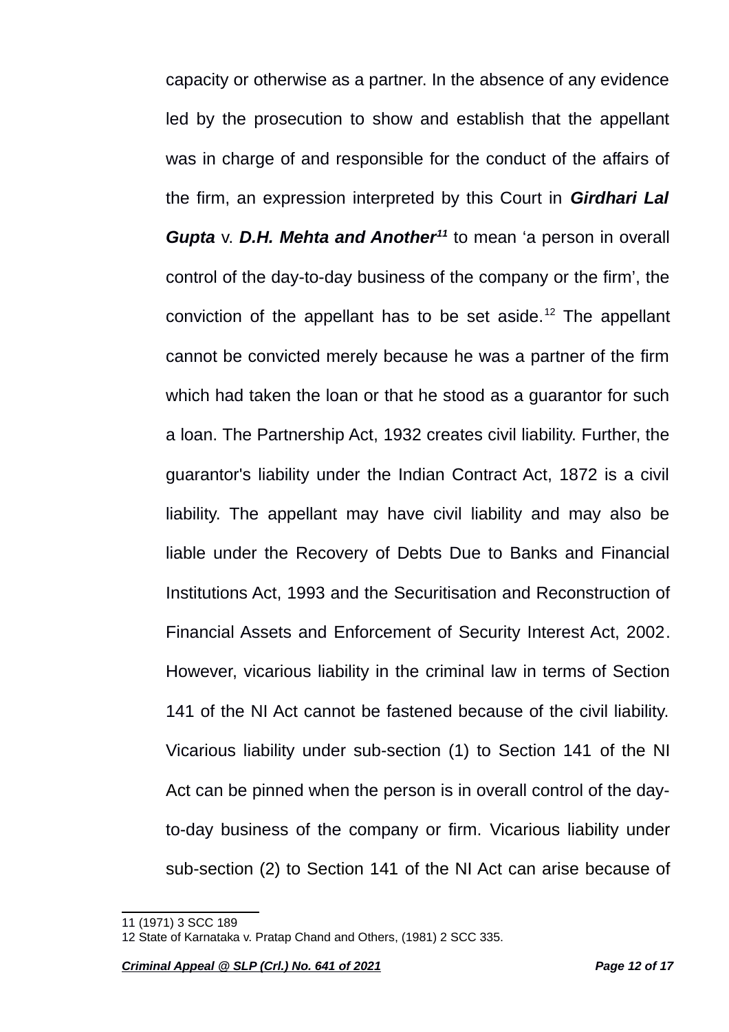capacity or otherwise as a partner. In the absence of any evidence led by the prosecution to show and establish that the appellant was in charge of and responsible for the conduct of the affairs of the firm, an expression interpreted by this Court in ***Girdhari Lal Gupta*** v. ***D.H. Mehta and Another***[11] to mean 'a person in overall control of the day-to-day business of the company or the firm', the conviction of the appellant has to be set aside.[12] The appellant cannot be convicted merely because he was a partner of the firm which had taken the loan or that he stood as a guarantor for such a loan. The Partnership Act, 1932 creates civil liability. Further, the guarantor's liability under the Indian Contract Act, 1872 is a civil liability. The appellant may have civil liability and may also be liable under the Recovery of Debts Due to Banks and Financial Institutions Act, 1993 and the Securitisation and Reconstruction of Financial Assets and Enforcement of Security Interest Act, 2002. However, vicarious liability in the criminal law in terms of Section 141 of the NI Act cannot be fastened because of the civil liability. Vicarious liability under sub-section (1) to Section 141 of the NI Act can be pinned when the person is in overall control of the day-to-day business of the company or firm. Vicarious liability under sub-section (2) to Section 141 of the NI Act can arise because of

---

11 (1971) 3 SCC 189

12 State of Karnataka v. Pratap Chand and Others, (1981) 2 SCC 335.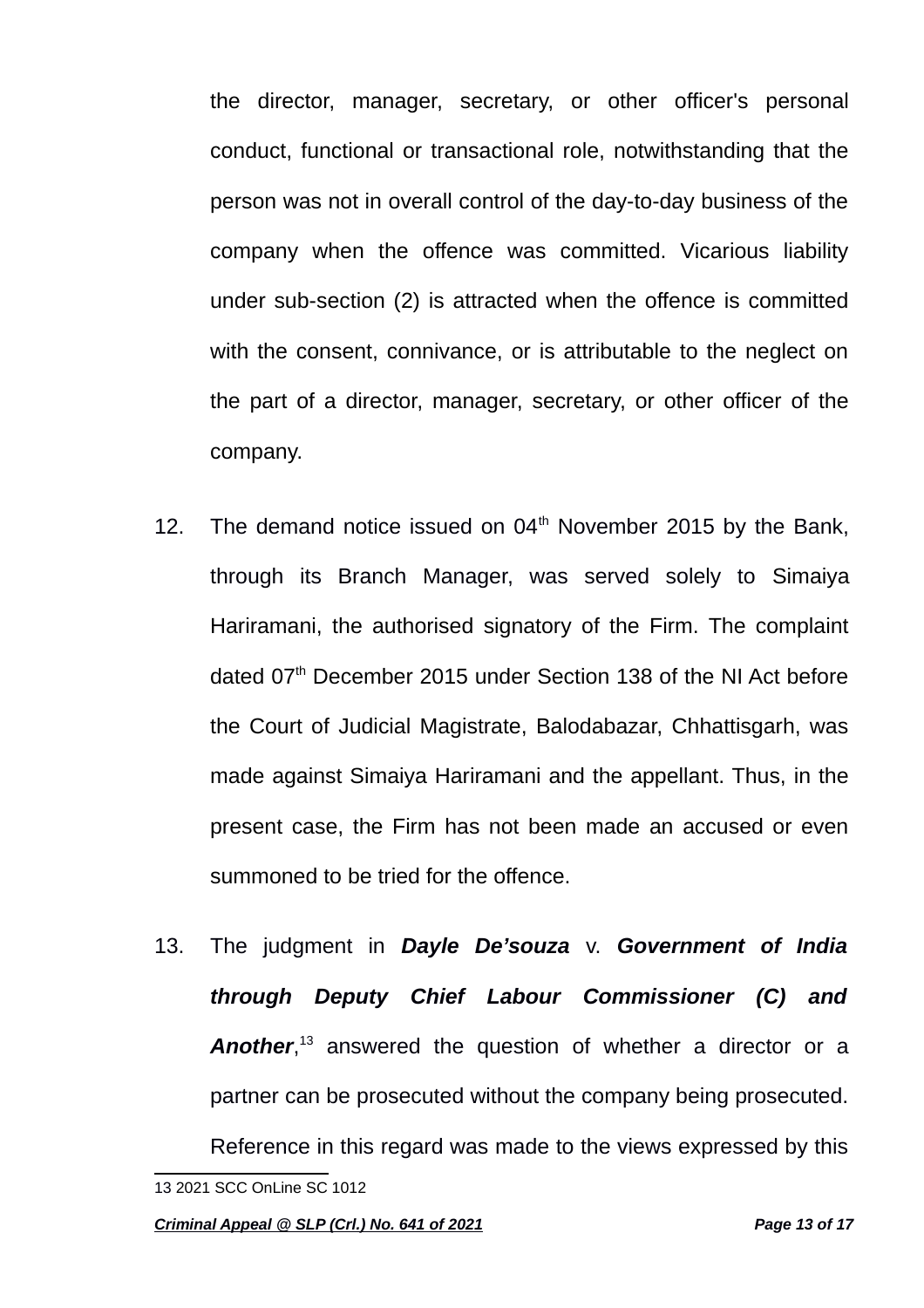the director, manager, secretary, or other officer's personal conduct, functional or transactional role, notwithstanding that the person was not in overall control of the day-to-day business of the company when the offence was committed. Vicarious liability under sub-section (2) is attracted when the offence is committed with the consent, connivance, or is attributable to the neglect on the part of a director, manager, secretary, or other officer of the company.

12. The demand notice issued on 04th November 2015 by the Bank, through its Branch Manager, was served solely to Simaiya Hariramani, the authorised signatory of the Firm. The complaint dated 07th December 2015 under Section 138 of the NI Act before the Court of Judicial Magistrate, Balodabazar, Chhattisgarh, was made against Simaiya Hariramani and the appellant. Thus, in the present case, the Firm has not been made an accused or even summoned to be tried for the offence.

13. The judgment in ***Dayle De'souza*** v. ***Government of India through Deputy Chief Labour Commissioner (C) and Another***,[13] answered the question of whether a director or a partner can be prosecuted without the company being prosecuted. Reference in this regard was made to the views expressed by this

---

13 2021 SCC OnLine SC 1012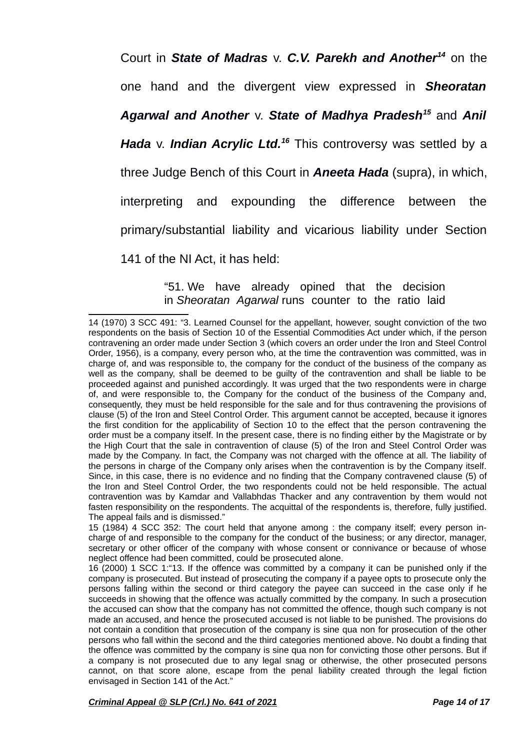Court in ***State of Madras*** v. ***C.V. Parekh and Another***[14] on the one hand and the divergent view expressed in ***Sheoratan Agarwal and Another*** v. ***State of Madhya Pradesh***[15] and ***Anil Hada*** v. ***Indian Acrylic Ltd.***[16] This controversy was settled by a three Judge Bench of this Court in ***Aneeta Hada*** (supra), in which, interpreting and expounding the difference between the primary/substantial liability and vicarious liability under Section 141 of the NI Act, it has held:

> "51. We have already opined that the decision in *Sheoratan Agarwal* runs counter to the ratio laid

---

14 (1970) 3 SCC 491: "3. Learned Counsel for the appellant, however, sought conviction of the two respondents on the basis of Section 10 of the Essential Commodities Act under which, if the person contravening an order made under Section 3 (which covers an order under the Iron and Steel Control Order, 1956), is a company, every person who, at the time the contravention was committed, was in charge of, and was responsible to, the company for the conduct of the business of the company as well as the company, shall be deemed to be guilty of the contravention and shall be liable to be proceeded against and punished accordingly. It was urged that the two respondents were in charge of, and were responsible to, the Company for the conduct of the business of the Company and, consequently, they must be held responsible for the sale and for thus contravening the provisions of clause (5) of the Iron and Steel Control Order. This argument cannot be accepted, because it ignores the first condition for the applicability of Section 10 to the effect that the person contravening the order must be a company itself. In the present case, there is no finding either by the Magistrate or by the High Court that the sale in contravention of clause (5) of the Iron and Steel Control Order was made by the Company. In fact, the Company was not charged with the offence at all. The liability of the persons in charge of the Company only arises when the contravention is by the Company itself. Since, in this case, there is no evidence and no finding that the Company contravened clause (5) of the Iron and Steel Control Order, the two respondents could not be held responsible. The actual contravention was by Kamdar and Vallabhdas Thacker and any contravention by them would not fasten responsibility on the respondents. The acquittal of the respondents is, therefore, fully justified. The appeal fails and is dismissed."

15 (1984) 4 SCC 352: The court held that anyone among : the company itself; every person in-charge of and responsible to the company for the conduct of the business; or any director, manager, secretary or other officer of the company with whose consent or connivance or because of whose neglect offence had been committed, could be prosecuted alone.

16 (2000) 1 SCC 1:"13. If the offence was committed by a company it can be punished only if the company is prosecuted. But instead of prosecuting the company if a payee opts to prosecute only the persons falling within the second or third category the payee can succeed in the case only if he succeeds in showing that the offence was actually committed by the company. In such a prosecution the accused can show that the company has not committed the offence, though such company is not made an accused, and hence the prosecuted accused is not liable to be punished. The provisions do not contain a condition that prosecution of the company is sine qua non for prosecution of the other persons who fall within the second and the third categories mentioned above. No doubt a finding that the offence was committed by the company is sine qua non for convicting those other persons. But if a company is not prosecuted due to any legal snag or otherwise, the other prosecuted persons cannot, on that score alone, escape from the penal liability created through the legal fiction envisaged in Section 141 of the Act."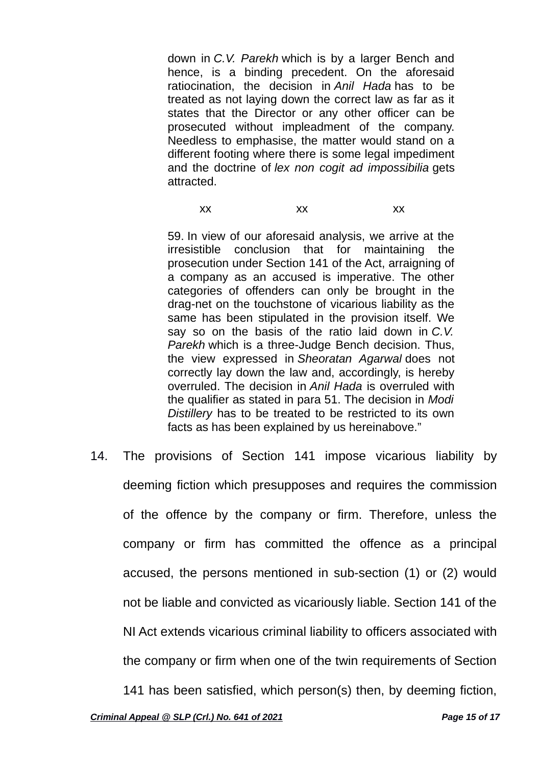> down in *C.V. Parekh* which is by a larger Bench and hence, is a binding precedent. On the aforesaid ratiocination, the decision in *Anil Hada* has to be treated as not laying down the correct law as far as it states that the Director or any other officer can be prosecuted without impleadment of the company. Needless to emphasise, the matter would stand on a different footing where there is some legal impediment and the doctrine of *lex non cogit ad impossibilia* gets attracted.
>
> xx xx xx
>
> 59. In view of our aforesaid analysis, we arrive at the irresistible conclusion that for maintaining the prosecution under Section 141 of the Act, arraigning of a company as an accused is imperative. The other categories of offenders can only be brought in the drag-net on the touchstone of vicarious liability as the same has been stipulated in the provision itself. We say so on the basis of the ratio laid down in *C.V. Parekh* which is a three-Judge Bench decision. Thus, the view expressed in *Sheoratan Agarwal* does not correctly lay down the law and, accordingly, is hereby overruled. The decision in *Anil Hada* is overruled with the qualifier as stated in para 51. The decision in *Modi Distillery* has to be treated to be restricted to its own facts as has been explained by us hereinabove."

14. The provisions of Section 141 impose vicarious liability by deeming fiction which presupposes and requires the commission of the offence by the company or firm. Therefore, unless the company or firm has committed the offence as a principal accused, the persons mentioned in sub-section (1) or (2) would not be liable and convicted as vicariously liable. Section 141 of the NI Act extends vicarious criminal liability to officers associated with the company or firm when one of the twin requirements of Section 141 has been satisfied, which person(s) then, by deeming fiction,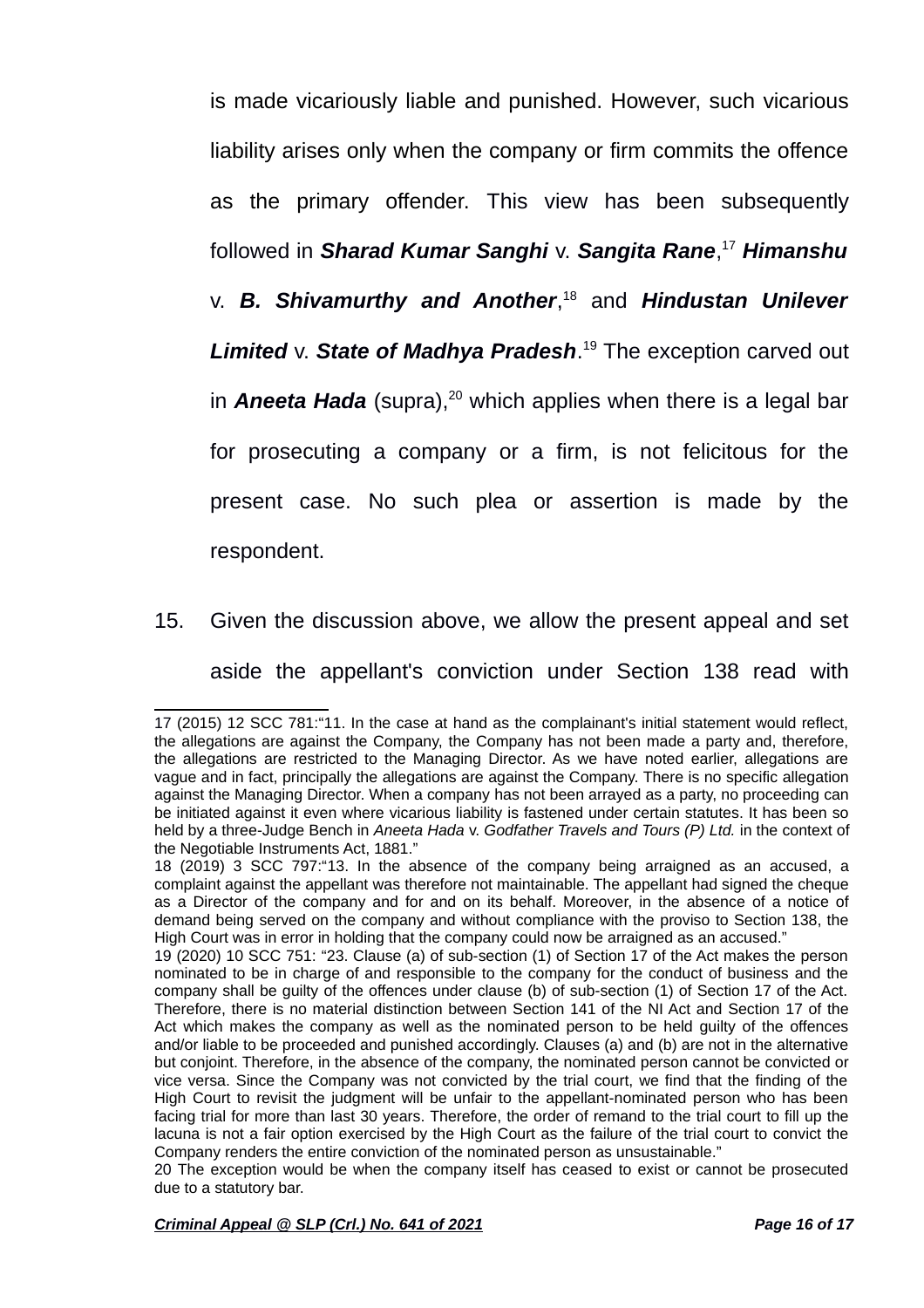is made vicariously liable and punished. However, such vicarious liability arises only when the company or firm commits the offence as the primary offender. This view has been subsequently followed in ***Sharad Kumar Sanghi*** v. ***Sangita Rane***,[17] ***Himanshu*** v. ***B. Shivamurthy and Another***,[18] and ***Hindustan Unilever Limited*** v. ***State of Madhya Pradesh***.[19] The exception carved out in ***Aneeta Hada*** (supra),[20] which applies when there is a legal bar for prosecuting a company or a firm, is not felicitous for the present case. No such plea or assertion is made by the respondent.

15. Given the discussion above, we allow the present appeal and set aside the appellant's conviction under Section 138 read with

---

17 (2015) 12 SCC 781:"11. In the case at hand as the complainant's initial statement would reflect, the allegations are against the Company, the Company has not been made a party and, therefore, the allegations are restricted to the Managing Director. As we have noted earlier, allegations are vague and in fact, principally the allegations are against the Company. There is no specific allegation against the Managing Director. When a company has not been arrayed as a party, no proceeding can be initiated against it even where vicarious liability is fastened under certain statutes. It has been so held by a three-Judge Bench in *Aneeta Hada* v. *Godfather Travels and Tours (P) Ltd.* in the context of the Negotiable Instruments Act, 1881."

18 (2019) 3 SCC 797:"13. In the absence of the company being arraigned as an accused, a complaint against the appellant was therefore not maintainable. The appellant had signed the cheque as a Director of the company and for and on its behalf. Moreover, in the absence of a notice of demand being served on the company and without compliance with the proviso to Section 138, the High Court was in error in holding that the company could now be arraigned as an accused."

19 (2020) 10 SCC 751: "23. Clause (a) of sub-section (1) of Section 17 of the Act makes the person nominated to be in charge of and responsible to the company for the conduct of business and the company shall be guilty of the offences under clause (b) of sub-section (1) of Section 17 of the Act. Therefore, there is no material distinction between Section 141 of the NI Act and Section 17 of the Act which makes the company as well as the nominated person to be held guilty of the offences and/or liable to be proceeded and punished accordingly. Clauses (a) and (b) are not in the alternative but conjoint. Therefore, in the absence of the company, the nominated person cannot be convicted or vice versa. Since the Company was not convicted by the trial court, we find that the finding of the High Court to revisit the judgment will be unfair to the appellant-nominated person who has been facing trial for more than last 30 years. Therefore, the order of remand to the trial court to fill up the lacuna is not a fair option exercised by the High Court as the failure of the trial court to convict the Company renders the entire conviction of the nominated person as unsustainable."

20 The exception would be when the company itself has ceased to exist or cannot be prosecuted due to a statutory bar.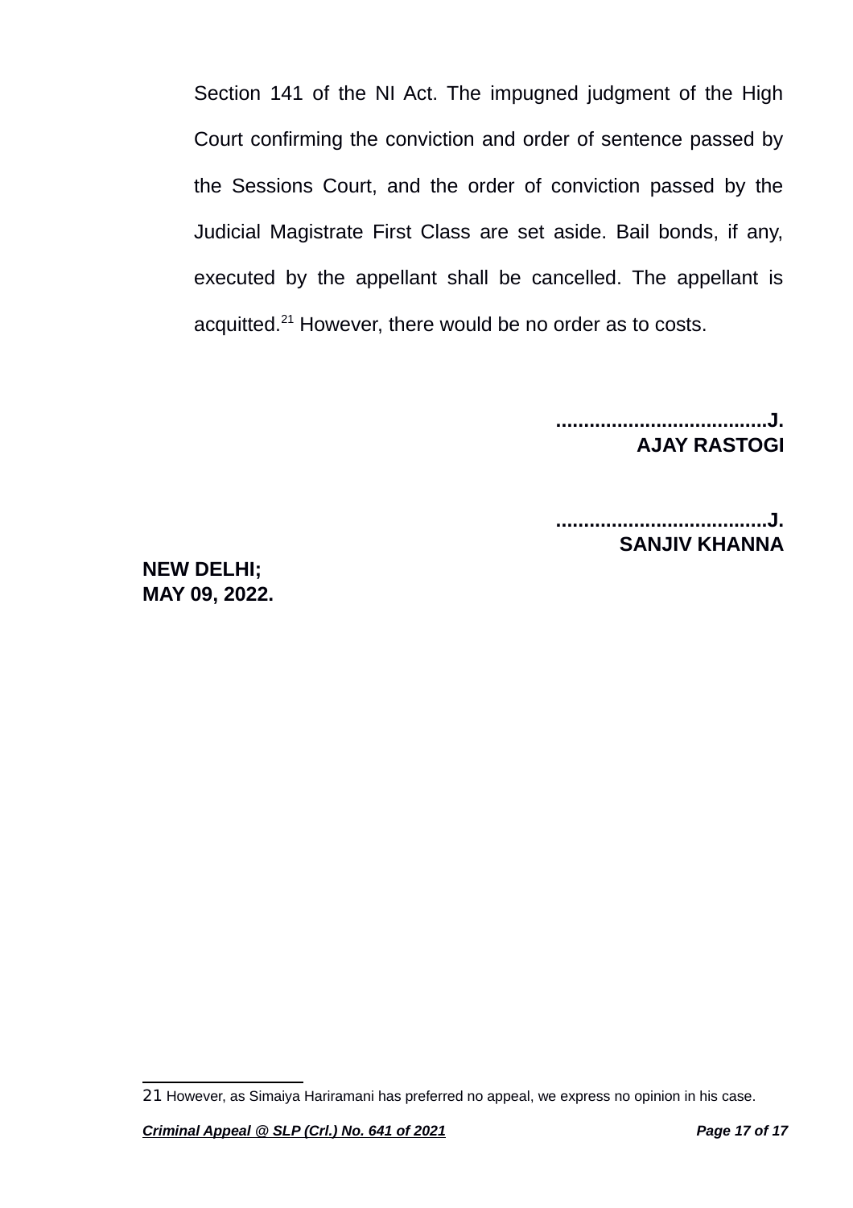Section 141 of the NI Act. The impugned judgment of the High Court confirming the conviction and order of sentence passed by the Sessions Court, and the order of conviction passed by the Judicial Magistrate First Class are set aside. Bail bonds, if any, executed by the appellant shall be cancelled. The appellant is acquitted.[21] However, there would be no order as to costs.

**......................................J.**
**AJAY RASTOGI**

**......................................J.**
**SANJIV KHANNA**

**NEW DELHI;**
**MAY 09, 2022.**

---

21 However, as Simaiya Hariramani has preferred no appeal, we express no opinion in his case.